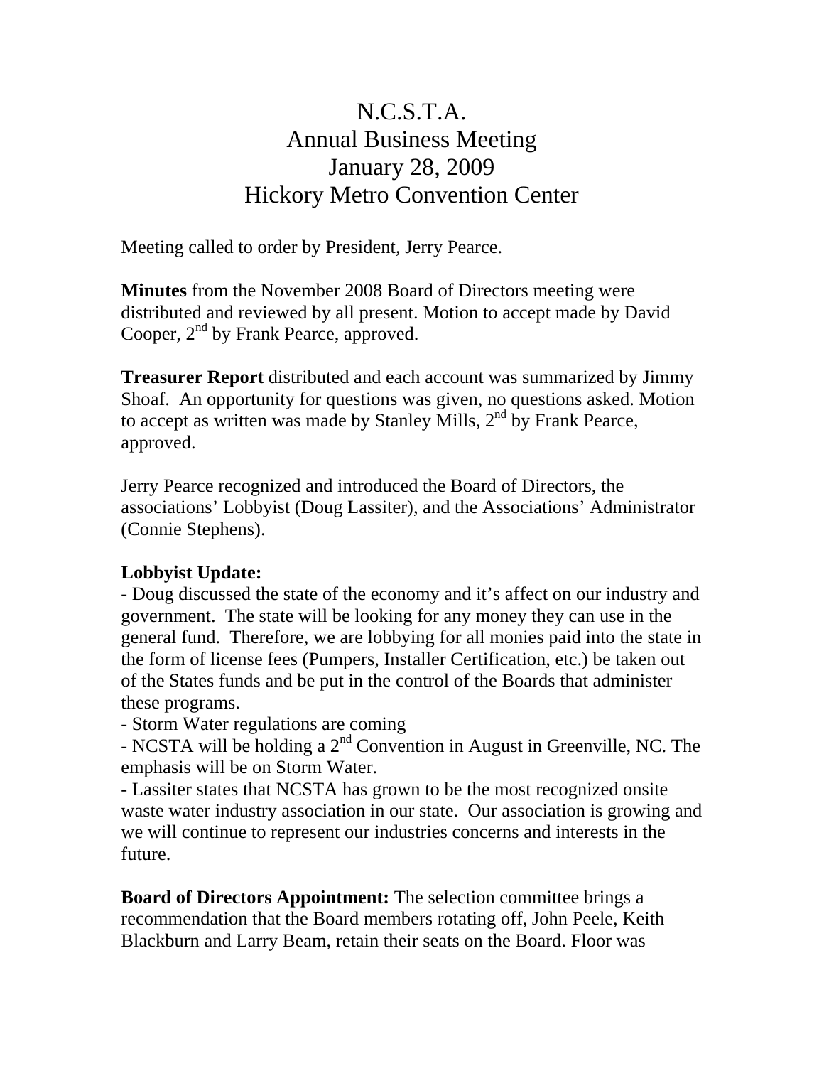# N.C.S.T.A.
# Annual Business Meeting
# January 28, 2009
# Hickory Metro Convention Center

Meeting called to order by President, Jerry Pearce.

**Minutes** from the November 2008 Board of Directors meeting were distributed and reviewed by all present. Motion to accept made by David Cooper, 2nd by Frank Pearce, approved.

**Treasurer Report** distributed and each account was summarized by Jimmy Shoaf. An opportunity for questions was given, no questions asked. Motion to accept as written was made by Stanley Mills, 2nd by Frank Pearce, approved.

Jerry Pearce recognized and introduced the Board of Directors, the associations' Lobbyist (Doug Lassiter), and the Associations' Administrator (Connie Stephens).

**Lobbyist Update:**

- Doug discussed the state of the economy and it's affect on our industry and government. The state will be looking for any money they can use in the general fund. Therefore, we are lobbying for all monies paid into the state in the form of license fees (Pumpers, Installer Certification, etc.) be taken out of the States funds and be put in the control of the Boards that administer these programs.
- Storm Water regulations are coming
- NCSTA will be holding a 2nd Convention in August in Greenville, NC. The emphasis will be on Storm Water.
- Lassiter states that NCSTA has grown to be the most recognized onsite waste water industry association in our state. Our association is growing and we will continue to represent our industries concerns and interests in the future.

**Board of Directors Appointment:** The selection committee brings a recommendation that the Board members rotating off, John Peele, Keith Blackburn and Larry Beam, retain their seats on the Board. Floor was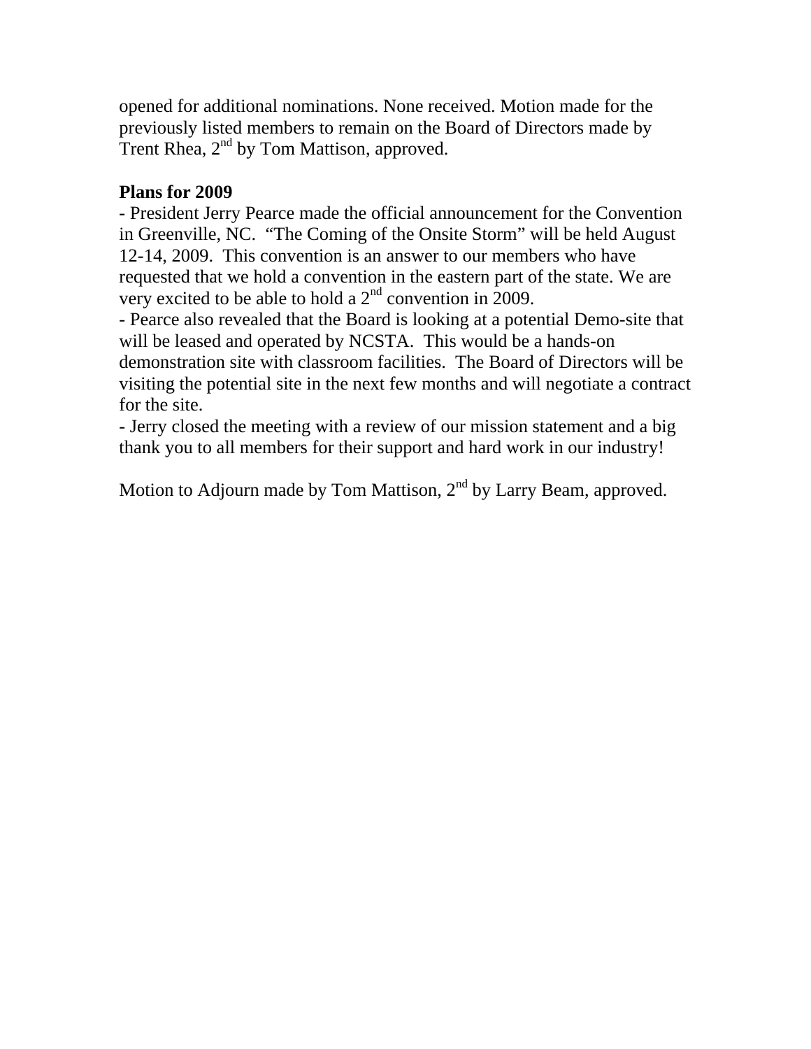opened for additional nominations. None received. Motion made for the previously listed members to remain on the Board of Directors made by Trent Rhea, 2nd by Tom Mattison, approved.

**Plans for 2009**

- President Jerry Pearce made the official announcement for the Convention in Greenville, NC. "The Coming of the Onsite Storm" will be held August 12-14, 2009. This convention is an answer to our members who have requested that we hold a convention in the eastern part of the state. We are very excited to be able to hold a 2nd convention in 2009.
- Pearce also revealed that the Board is looking at a potential Demo-site that will be leased and operated by NCSTA. This would be a hands-on demonstration site with classroom facilities. The Board of Directors will be visiting the potential site in the next few months and will negotiate a contract for the site.
- Jerry closed the meeting with a review of our mission statement and a big thank you to all members for their support and hard work in our industry!

Motion to Adjourn made by Tom Mattison, 2nd by Larry Beam, approved.